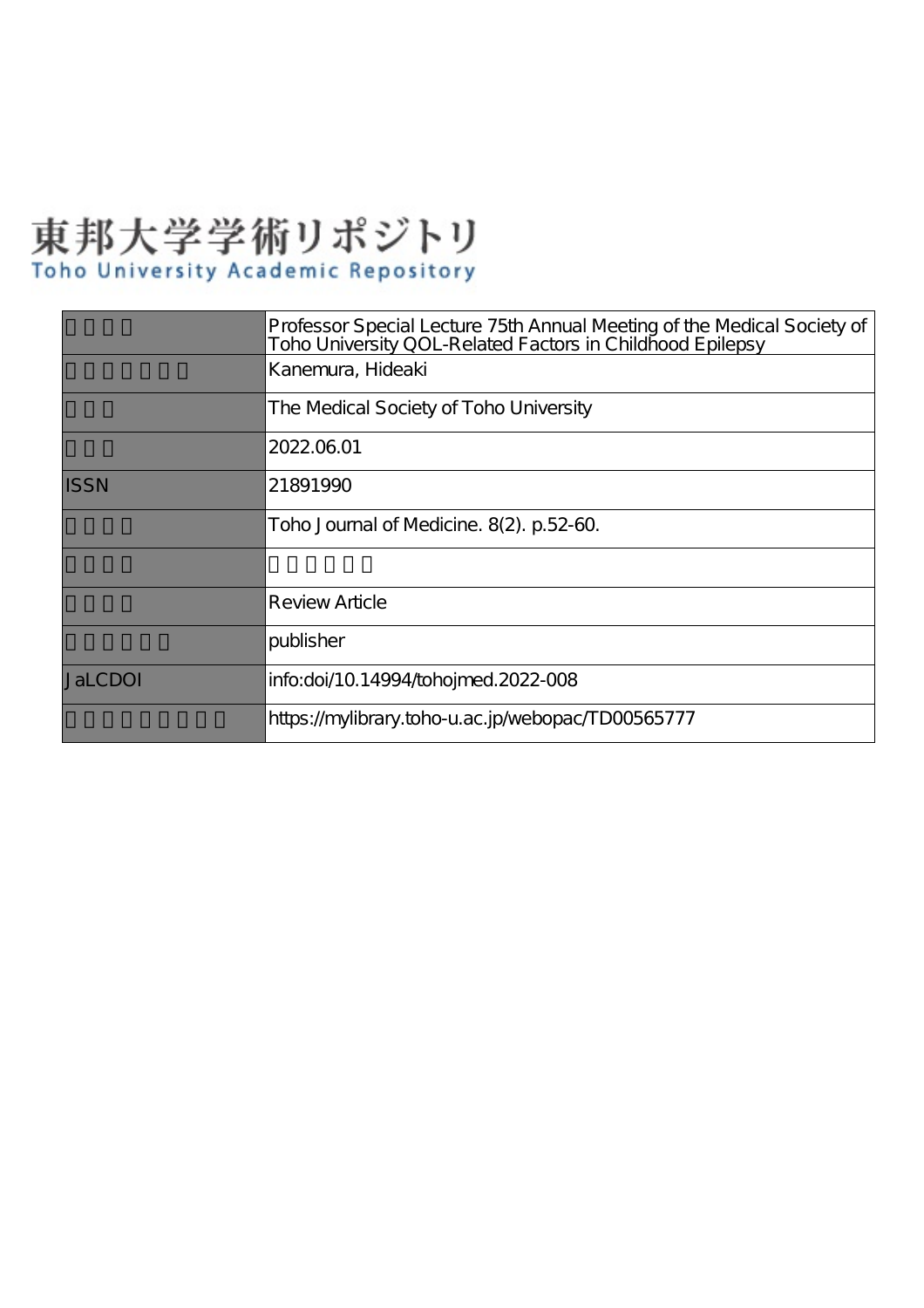# 東邦大学学術リポジトリ
Toho University Academic Repository

| | |
|---|---|
| 　　　　 | Professor Special Lecture 75th Annual Meeting of the Medical Society of Toho University QOL-Related Factors in Childhood Epilepsy |
| 　　　　　　　　 | Kanemura, Hideaki |
| 　　　 | The Medical Society of Toho University |
| 　　　 | 2022.06.01 |
| ISSN | 21891990 |
| 　　　　 | Toho Journal of Medicine. 8(2). p.52-60. |
| 　　　　 | 　　　　　　 |
| 　　　　 | Review Article |
| 　　　　　　　 | publisher |
| JaLCDOI | info:doi/10.14994/tohojmed.2022-008 |
| 　　　　　　　　　 | https://mylibrary.toho-u.ac.jp/webopac/TD00565777 |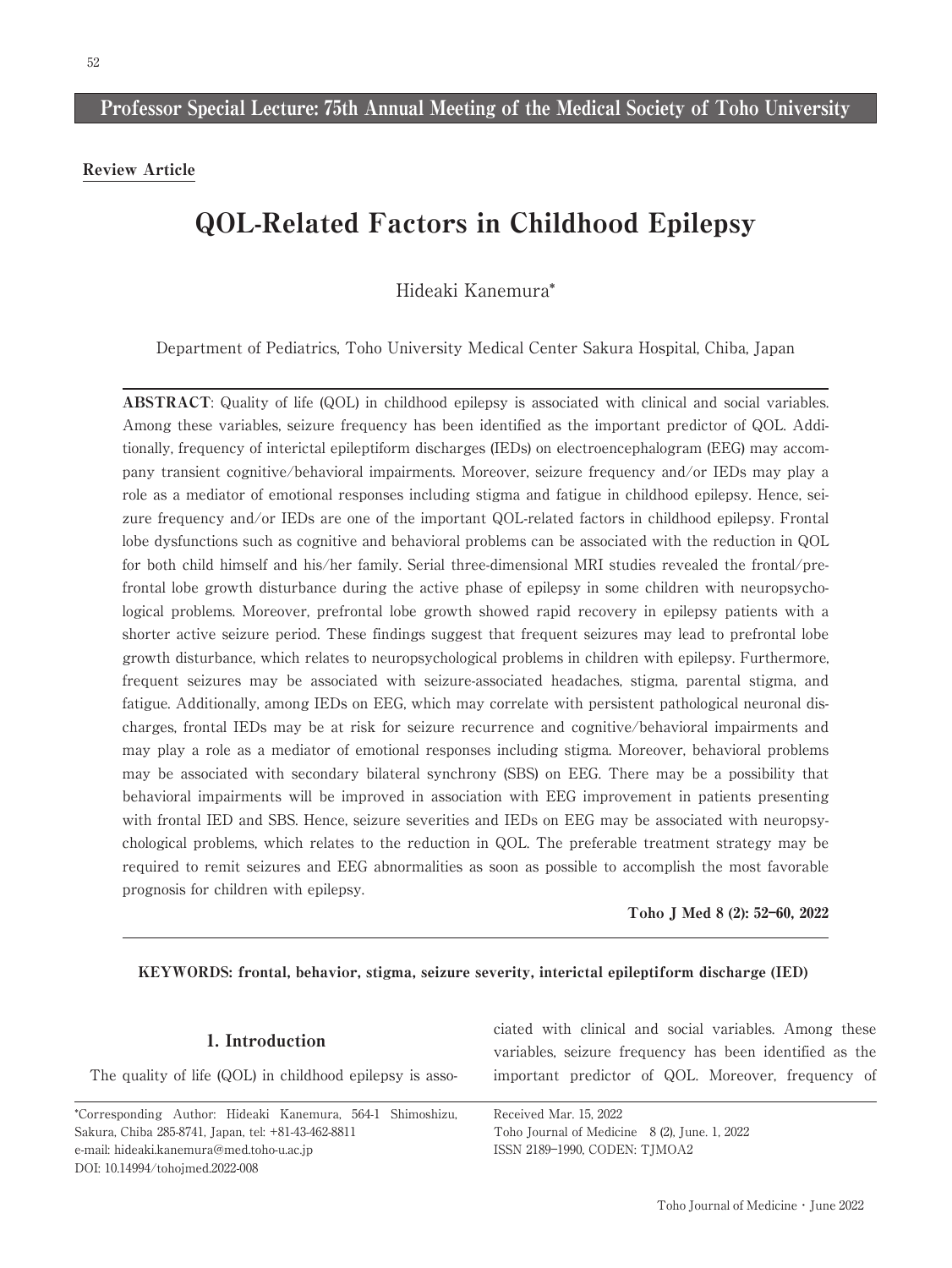**Professor Special Lecture: 75th Annual Meeting of the Medical Society of Toho University**

**Review Article**

# QOL-Related Factors in Childhood Epilepsy

Hideaki Kanemura*

Department of Pediatrics, Toho University Medical Center Sakura Hospital, Chiba, Japan

**ABSTRACT**: Quality of life (QOL) in childhood epilepsy is associated with clinical and social variables. Among these variables, seizure frequency has been identified as the important predictor of QOL. Additionally, frequency of interictal epileptiform discharges (IEDs) on electroencephalogram (EEG) may accompany transient cognitive/behavioral impairments. Moreover, seizure frequency and/or IEDs may play a role as a mediator of emotional responses including stigma and fatigue in childhood epilepsy. Hence, seizure frequency and/or IEDs are one of the important QOL-related factors in childhood epilepsy. Frontal lobe dysfunctions such as cognitive and behavioral problems can be associated with the reduction in QOL for both child himself and his/her family. Serial three-dimensional MRI studies revealed the frontal/prefrontal lobe growth disturbance during the active phase of epilepsy in some children with neuropsychological problems. Moreover, prefrontal lobe growth showed rapid recovery in epilepsy patients with a shorter active seizure period. These findings suggest that frequent seizures may lead to prefrontal lobe growth disturbance, which relates to neuropsychological problems in children with epilepsy. Furthermore, frequent seizures may be associated with seizure-associated headaches, stigma, parental stigma, and fatigue. Additionally, among IEDs on EEG, which may correlate with persistent pathological neuronal discharges, frontal IEDs may be at risk for seizure recurrence and cognitive/behavioral impairments and may play a role as a mediator of emotional responses including stigma. Moreover, behavioral problems may be associated with secondary bilateral synchrony (SBS) on EEG. There may be a possibility that behavioral impairments will be improved in association with EEG improvement in patients presenting with frontal IED and SBS. Hence, seizure severities and IEDs on EEG may be associated with neuropsychological problems, which relates to the reduction in QOL. The preferable treatment strategy may be required to remit seizures and EEG abnormalities as soon as possible to accomplish the most favorable prognosis for children with epilepsy.

**Toho J Med 8 (2): 52–60, 2022**

**KEYWORDS: frontal, behavior, stigma, seizure severity, interictal epileptiform discharge (IED)**

## 1. Introduction

The quality of life (QOL) in childhood epilepsy is associated with clinical and social variables. Among these variables, seizure frequency has been identified as the important predictor of QOL. Moreover, frequency of

*Corresponding Author: Hideaki Kanemura, 564-1 Shimoshizu, Sakura, Chiba 285-8741, Japan, tel: +81-43-462-8811
e-mail: hideaki.kanemura@med.toho-u.ac.jp
DOI: 10.14994/tohojmed.2022-008

Received Mar. 15, 2022
Toho Journal of Medicine 8 (2), June. 1, 2022
ISSN 2189–1990, CODEN: TJMOA2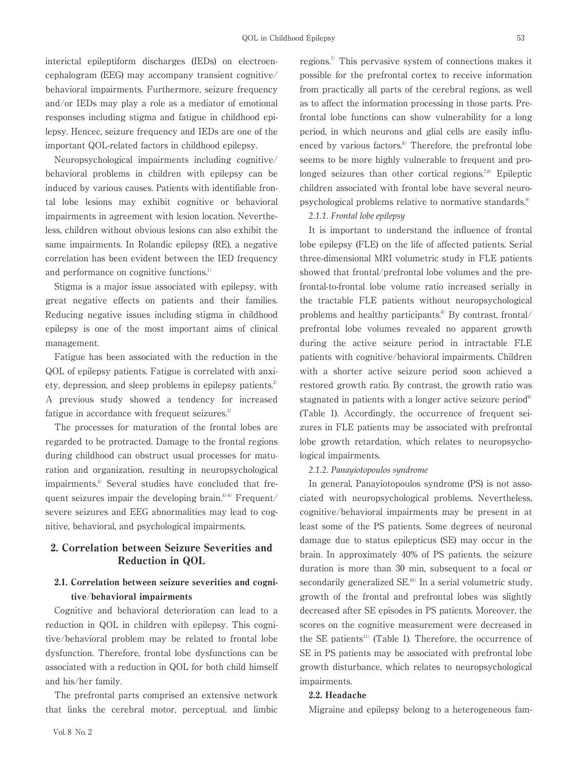interictal epileptiform discharges (IEDs) on electroencephalogram (EEG) may accompany transient cognitive/behavioral impairments. Furthermore, seizure frequency and/or IEDs may play a role as a mediator of emotional responses including stigma and fatigue in childhood epilepsy. Hencec, seizure frequency and IEDs are one of the important QOL-related factors in childhood epilepsy.

Neuropsychological impairments including cognitive/behavioral problems in children with epilepsy can be induced by various causes. Patients with identifiable frontal lobe lesions may exhibit cognitive or behavioral impairments in agreement with lesion location. Nevertheless, children without obvious lesions can also exhibit the same impairments. In Rolandic epilepsy (RE), a negative correlation has been evident between the IED frequency and performance on cognitive functions.[1]

Stigma is a major issue associated with epilepsy, with great negative effects on patients and their families. Reducing negative issues including stigma in childhood epilepsy is one of the most important aims of clinical management.

Fatigue has been associated with the reduction in the QOL of epilepsy patients. Fatigue is correlated with anxiety, depression, and sleep problems in epilepsy patients.[2] A previous study showed a tendency for increased fatigue in accordance with frequent seizures.[3]

The processes for maturation of the frontal lobes are regarded to be protracted. Damage to the frontal regions during childhood can obstruct usual processes for maturation and organization, resulting in neuropsychological impairments.[4] Several studies have concluded that frequent seizures impair the developing brain.[4)-6] Frequent/severe seizures and EEG abnormalities may lead to cognitive, behavioral, and psychological impairments.

## 2. Correlation between Seizure Severities and Reduction in QOL

### 2.1. Correlation between seizure severities and cognitive/behavioral impairments

Cognitive and behavioral deterioration can lead to a reduction in QOL in children with epilepsy. This cognitive/behavioral problem may be related to frontal lobe dysfunction. Therefore, frontal lobe dysfunctions can be associated with a reduction in QOL for both child himself and his/her family.

The prefrontal parts comprised an extensive network that links the cerebral motor, perceptual, and limbic regions.[7] This pervasive system of connections makes it possible for the prefrontal cortex to receive information from practically all parts of the cerebral regions, as well as to affect the information processing in those parts. Prefrontal lobe functions can show vulnerability for a long period, in which neurons and glial cells are easily influenced by various factors.[8] Therefore, the prefrontal lobe seems to be more highly vulnerable to frequent and prolonged seizures than other cortical regions.[7,8] Epileptic children associated with frontal lobe have several neuropsychological problems relative to normative standards.[9]

#### *2.1.1. Frontal lobe epilepsy*

It is important to understand the influence of frontal lobe epilepsy (FLE) on the life of affected patients. Serial three-dimensional MRI volumetric study in FLE patients showed that frontal/prefrontal lobe volumes and the prefrontal-to-frontal lobe volume ratio increased serially in the tractable FLE patients without neuropsychological problems and healthy participants.[8] By contrast, frontal/prefrontal lobe volumes revealed no apparent growth during the active seizure period in intractable FLE patients with cognitive/behavioral impairments. Children with a shorter active seizure period soon achieved a restored growth ratio. By contrast, the growth ratio was stagnated in patients with a longer active seizure period[8] (Table 1). Accordingly, the occurrence of frequent seizures in FLE patients may be associated with prefrontal lobe growth retardation, which relates to neuropsychological impairments.

#### *2.1.2. Panayiotopoulos syndrome*

In general, Panayiotopoulos syndrome (PS) is not associated with neuropsychological problems. Nevertheless, cognitive/behavioral impairments may be present in at least some of the PS patients. Some degrees of neuronal damage due to status epilepticus (SE) may occur in the brain. In approximately 40% of PS patients, the seizure duration is more than 30 min, subsequent to a focal or secondarily generalized SE.[10] In a serial volumetric study, growth of the frontal and prefrontal lobes was slightly decreased after SE episodes in PS patients. Moreover, the scores on the cognitive measurement were decreased in the SE patients[11] (Table 1). Therefore, the occurrence of SE in PS patients may be associated with prefrontal lobe growth disturbance, which relates to neuropsychological impairments.

### 2.2. Headache

Migraine and epilepsy belong to a heterogeneous fam-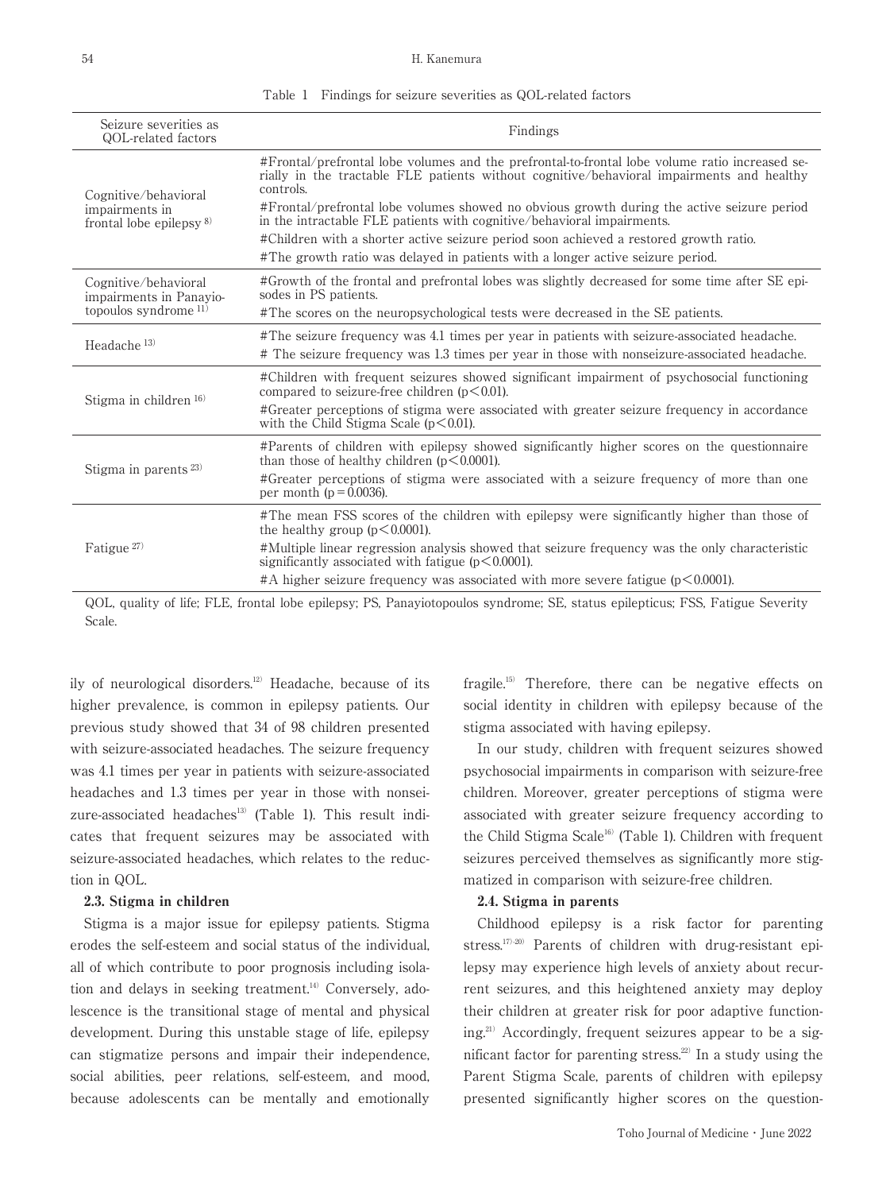Table 1　Findings for seizure severities as QOL-related factors

| Seizure severities as QOL-related factors | Findings |
|---|---|
| Cognitive/behavioral impairments in frontal lobe epilepsy [8] | #Frontal/prefrontal lobe volumes and the prefrontal-to-frontal lobe volume ratio increased serially in the tractable FLE patients without cognitive/behavioral impairments and healthy controls.<br>#Frontal/prefrontal lobe volumes showed no obvious growth during the active seizure period in the intractable FLE patients with cognitive/behavioral impairments.<br>#Children with a shorter active seizure period soon achieved a restored growth ratio.<br>#The growth ratio was delayed in patients with a longer active seizure period. |
| Cognitive/behavioral impairments in Panayiotopoulos syndrome [11] | #Growth of the frontal and prefrontal lobes was slightly decreased for some time after SE episodes in PS patients.<br>#The scores on the neuropsychological tests were decreased in the SE patients. |
| Headache [13] | #The seizure frequency was 4.1 times per year in patients with seizure-associated headache.<br># The seizure frequency was 1.3 times per year in those with nonseizure-associated headache. |
| Stigma in children [16] | #Children with frequent seizures showed significant impairment of psychosocial functioning compared to seizure-free children ($p < 0.01$).<br>#Greater perceptions of stigma were associated with greater seizure frequency in accordance with the Child Stigma Scale ($p < 0.01$). |
| Stigma in parents [23] | #Parents of children with epilepsy showed significantly higher scores on the questionnaire than those of healthy children ($p < 0.0001$).<br>#Greater perceptions of stigma were associated with a seizure frequency of more than one per month ($p = 0.0036$). |
| Fatigue [27] | #The mean FSS scores of the children with epilepsy were significantly higher than those of the healthy group ($p < 0.0001$).<br>#Multiple linear regression analysis showed that seizure frequency was the only characteristic significantly associated with fatigue ($p < 0.0001$).<br>#A higher seizure frequency was associated with more severe fatigue ($p < 0.0001$). |

QOL, quality of life; FLE, frontal lobe epilepsy; PS, Panayiotopoulos syndrome; SE, status epilepticus; FSS, Fatigue Severity Scale.

ily of neurological disorders.[12] Headache, because of its higher prevalence, is common in epilepsy patients. Our previous study showed that 34 of 98 children presented with seizure-associated headaches. The seizure frequency was 4.1 times per year in patients with seizure-associated headaches and 1.3 times per year in those with nonseizure-associated headaches[13] (Table 1). This result indicates that frequent seizures may be associated with seizure-associated headaches, which relates to the reduction in QOL.

### 2.3. Stigma in children

Stigma is a major issue for epilepsy patients. Stigma erodes the self-esteem and social status of the individual, all of which contribute to poor prognosis including isolation and delays in seeking treatment.[14] Conversely, adolescence is the transitional stage of mental and physical development. During this unstable stage of life, epilepsy can stigmatize persons and impair their independence, social abilities, peer relations, self-esteem, and mood, because adolescents can be mentally and emotionally fragile.[15] Therefore, there can be negative effects on social identity in children with epilepsy because of the stigma associated with having epilepsy.

In our study, children with frequent seizures showed psychosocial impairments in comparison with seizure-free children. Moreover, greater perceptions of stigma were associated with greater seizure frequency according to the Child Stigma Scale[16] (Table 1). Children with frequent seizures perceived themselves as significantly more stigmatized in comparison with seizure-free children.

### 2.4. Stigma in parents

Childhood epilepsy is a risk factor for parenting stress.[17-20] Parents of children with drug-resistant epilepsy may experience high levels of anxiety about recurrent seizures, and this heightened anxiety may deploy their children at greater risk for poor adaptive functioning.[21] Accordingly, frequent seizures appear to be a significant factor for parenting stress.[22] In a study using the Parent Stigma Scale, parents of children with epilepsy presented significantly higher scores on the question-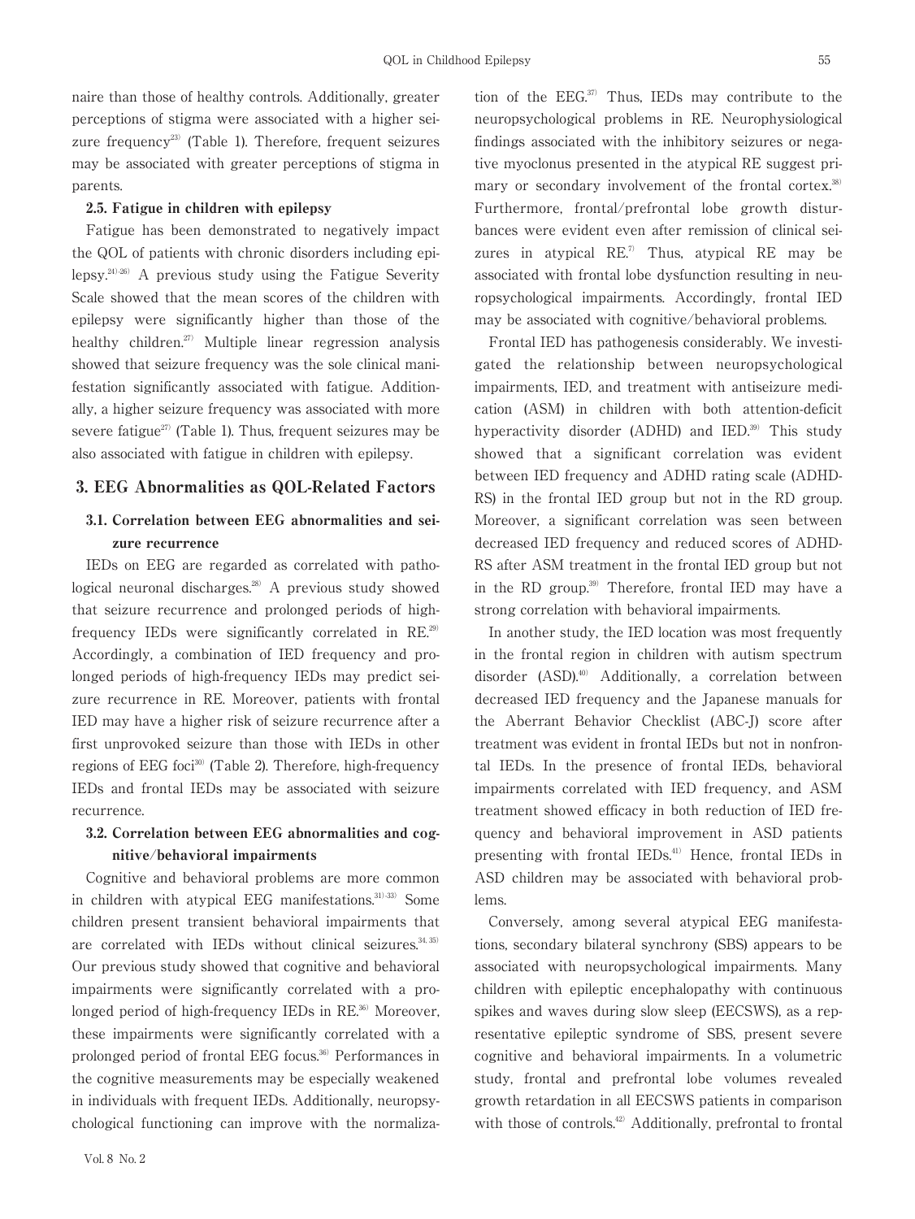naire than those of healthy controls. Additionally, greater perceptions of stigma were associated with a higher seizure frequency[23] (Table 1). Therefore, frequent seizures may be associated with greater perceptions of stigma in parents.

### 2.5. Fatigue in children with epilepsy

Fatigue has been demonstrated to negatively impact the QOL of patients with chronic disorders including epilepsy.[24)-26)] A previous study using the Fatigue Severity Scale showed that the mean scores of the children with epilepsy were significantly higher than those of the healthy children.[27] Multiple linear regression analysis showed that seizure frequency was the sole clinical manifestation significantly associated with fatigue. Additionally, a higher seizure frequency was associated with more severe fatigue[27] (Table 1). Thus, frequent seizures may be also associated with fatigue in children with epilepsy.

## 3. EEG Abnormalities as QOL-Related Factors

### 3.1. Correlation between EEG abnormalities and seizure recurrence

IEDs on EEG are regarded as correlated with pathological neuronal discharges.[28] A previous study showed that seizure recurrence and prolonged periods of high-frequency IEDs were significantly correlated in RE.[29] Accordingly, a combination of IED frequency and prolonged periods of high-frequency IEDs may predict seizure recurrence in RE. Moreover, patients with frontal IED may have a higher risk of seizure recurrence after a first unprovoked seizure than those with IEDs in other regions of EEG foci[30] (Table 2). Therefore, high-frequency IEDs and frontal IEDs may be associated with seizure recurrence.

### 3.2. Correlation between EEG abnormalities and cognitive/behavioral impairments

Cognitive and behavioral problems are more common in children with atypical EEG manifestations.[31)-33)] Some children present transient behavioral impairments that are correlated with IEDs without clinical seizures.[34,35] Our previous study showed that cognitive and behavioral impairments were significantly correlated with a prolonged period of high-frequency IEDs in RE.[36] Moreover, these impairments were significantly correlated with a prolonged period of frontal EEG focus.[36] Performances in the cognitive measurements may be especially weakened in individuals with frequent IEDs. Additionally, neuropsychological functioning can improve with the normalization of the EEG.[37] Thus, IEDs may contribute to the neuropsychological problems in RE. Neurophysiological findings associated with the inhibitory seizures or negative myoclonus presented in the atypical RE suggest primary or secondary involvement of the frontal cortex.[38] Furthermore, frontal/prefrontal lobe growth disturbances were evident even after remission of clinical seizures in atypical RE.[7] Thus, atypical RE may be associated with frontal lobe dysfunction resulting in neuropsychological impairments. Accordingly, frontal IED may be associated with cognitive/behavioral problems.

Frontal IED has pathogenesis considerably. We investigated the relationship between neuropsychological impairments, IED, and treatment with antiseizure medication (ASM) in children with both attention-deficit hyperactivity disorder (ADHD) and IED.[39] This study showed that a significant correlation was evident between IED frequency and ADHD rating scale (ADHD-RS) in the frontal IED group but not in the RD group. Moreover, a significant correlation was seen between decreased IED frequency and reduced scores of ADHD-RS after ASM treatment in the frontal IED group but not in the RD group.[39] Therefore, frontal IED may have a strong correlation with behavioral impairments.

In another study, the IED location was most frequently in the frontal region in children with autism spectrum disorder (ASD).[40] Additionally, a correlation between decreased IED frequency and the Japanese manuals for the Aberrant Behavior Checklist (ABC-J) score after treatment was evident in frontal IEDs but not in nonfrontal IEDs. In the presence of frontal IEDs, behavioral impairments correlated with IED frequency, and ASM treatment showed efficacy in both reduction of IED frequency and behavioral improvement in ASD patients presenting with frontal IEDs.[41] Hence, frontal IEDs in ASD children may be associated with behavioral problems.

Conversely, among several atypical EEG manifestations, secondary bilateral synchrony (SBS) appears to be associated with neuropsychological impairments. Many children with epileptic encephalopathy with continuous spikes and waves during slow sleep (EECSWS), as a representative epileptic syndrome of SBS, present severe cognitive and behavioral impairments. In a volumetric study, frontal and prefrontal lobe volumes revealed growth retardation in all EECSWS patients in comparison with those of controls.[42] Additionally, prefrontal to frontal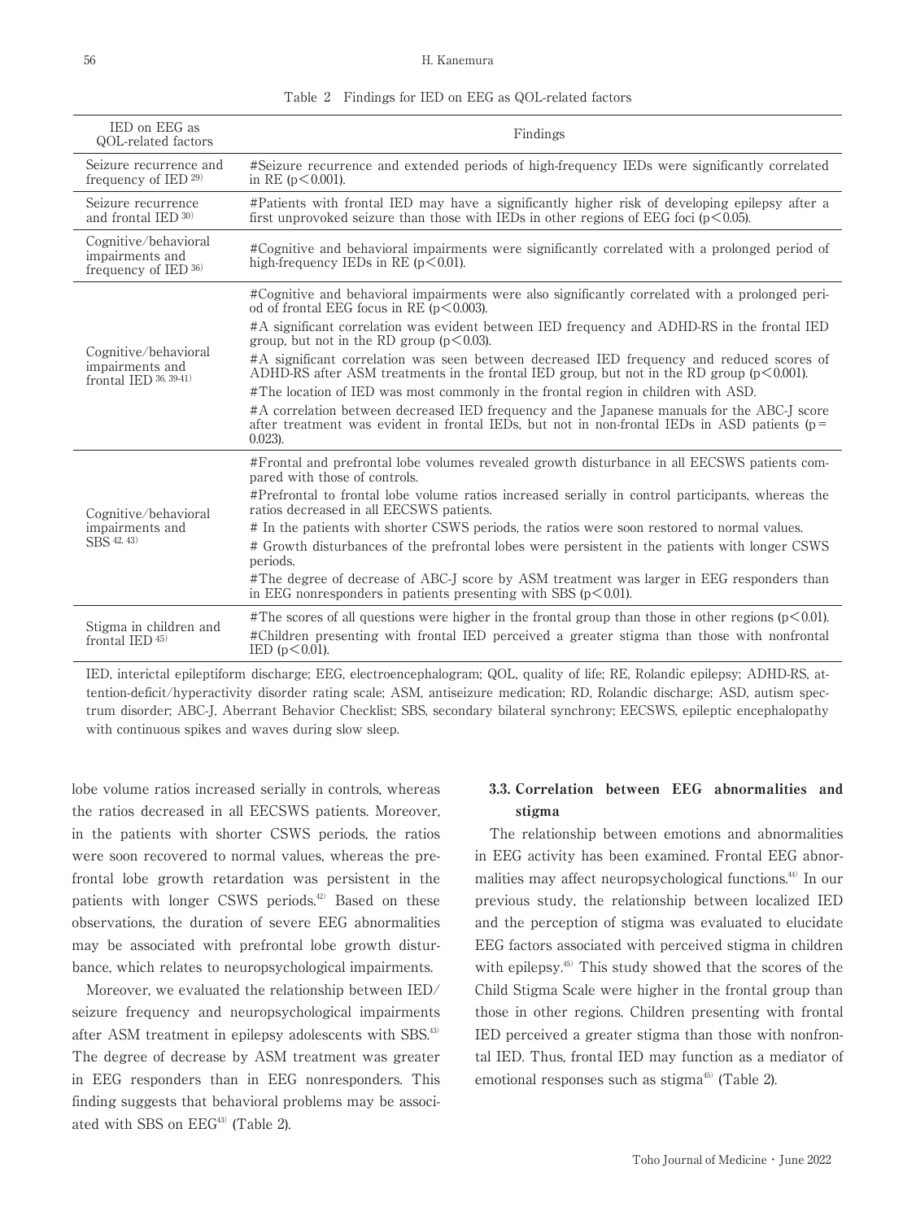Table 2 Findings for IED on EEG as QOL-related factors

| IED on EEG as QOL-related factors | Findings |
|---|---|
| Seizure recurrence and frequency of IED [29] | #Seizure recurrence and extended periods of high-frequency IEDs were significantly correlated in RE ($p < 0.001$). |
| Seizure recurrence and frontal IED [30] | #Patients with frontal IED may have a significantly higher risk of developing epilepsy after a first unprovoked seizure than those with IEDs in other regions of EEG foci ($p < 0.05$). |
| Cognitive/behavioral impairments and frequency of IED [36] | #Cognitive and behavioral impairments were significantly correlated with a prolonged period of high-frequency IEDs in RE ($p < 0.01$). |
| Cognitive/behavioral impairments and frontal IED [36, 39-41] | #Cognitive and behavioral impairments were also significantly correlated with a prolonged period of frontal EEG focus in RE ($p < 0.003$).<br>#A significant correlation was evident between IED frequency and ADHD-RS in the frontal IED group, but not in the RD group ($p < 0.03$).<br>#A significant correlation was seen between decreased IED frequency and reduced scores of ADHD-RS after ASM treatments in the frontal IED group, but not in the RD group ($p < 0.001$).<br>#The location of IED was most commonly in the frontal region in children with ASD.<br>#A correlation between decreased IED frequency and the Japanese manuals for the ABC-J score after treatment was evident in frontal IEDs, but not in non-frontal IEDs in ASD patients ($p = 0.023$). |
| Cognitive/behavioral impairments and SBS [42, 43] | #Frontal and prefrontal lobe volumes revealed growth disturbance in all EECSWS patients compared with those of controls.<br>#Prefrontal to frontal lobe volume ratios increased serially in control participants, whereas the ratios decreased in all EECSWS patients.<br># In the patients with shorter CSWS periods, the ratios were soon restored to normal values.<br># Growth disturbances of the prefrontal lobes were persistent in the patients with longer CSWS periods.<br>#The degree of decrease of ABC-J score by ASM treatment was larger in EEG responders than in EEG nonresponders in patients presenting with SBS ($p < 0.01$). |
| Stigma in children and frontal IED [45] | #The scores of all questions were higher in the frontal group than those in other regions ($p < 0.01$).<br>#Children presenting with frontal IED perceived a greater stigma than those with nonfrontal IED ($p < 0.01$). |

IED, interictal epileptiform discharge; EEG, electroencephalogram; QOL, quality of life; RE, Rolandic epilepsy; ADHD-RS, attention-deficit/hyperactivity disorder rating scale; ASM, antiseizure medication; RD, Rolandic discharge; ASD, autism spectrum disorder; ABC-J, Aberrant Behavior Checklist; SBS, secondary bilateral synchrony; EECSWS, epileptic encephalopathy with continuous spikes and waves during slow sleep.

lobe volume ratios increased serially in controls, whereas the ratios decreased in all EECSWS patients. Moreover, in the patients with shorter CSWS periods, the ratios were soon recovered to normal values, whereas the prefrontal lobe growth retardation was persistent in the patients with longer CSWS periods.[42] Based on these observations, the duration of severe EEG abnormalities may be associated with prefrontal lobe growth disturbance, which relates to neuropsychological impairments.

Moreover, we evaluated the relationship between IED/seizure frequency and neuropsychological impairments after ASM treatment in epilepsy adolescents with SBS.[43] The degree of decrease by ASM treatment was greater in EEG responders than in EEG nonresponders. This finding suggests that behavioral problems may be associated with SBS on EEG[43] (Table 2).

### 3.3. Correlation between EEG abnormalities and stigma

The relationship between emotions and abnormalities in EEG activity has been examined. Frontal EEG abnormalities may affect neuropsychological functions.[44] In our previous study, the relationship between localized IED and the perception of stigma was evaluated to elucidate EEG factors associated with perceived stigma in children with epilepsy.[45] This study showed that the scores of the Child Stigma Scale were higher in the frontal group than those in other regions. Children presenting with frontal IED perceived a greater stigma than those with nonfrontal IED. Thus, frontal IED may function as a mediator of emotional responses such as stigma[45] (Table 2).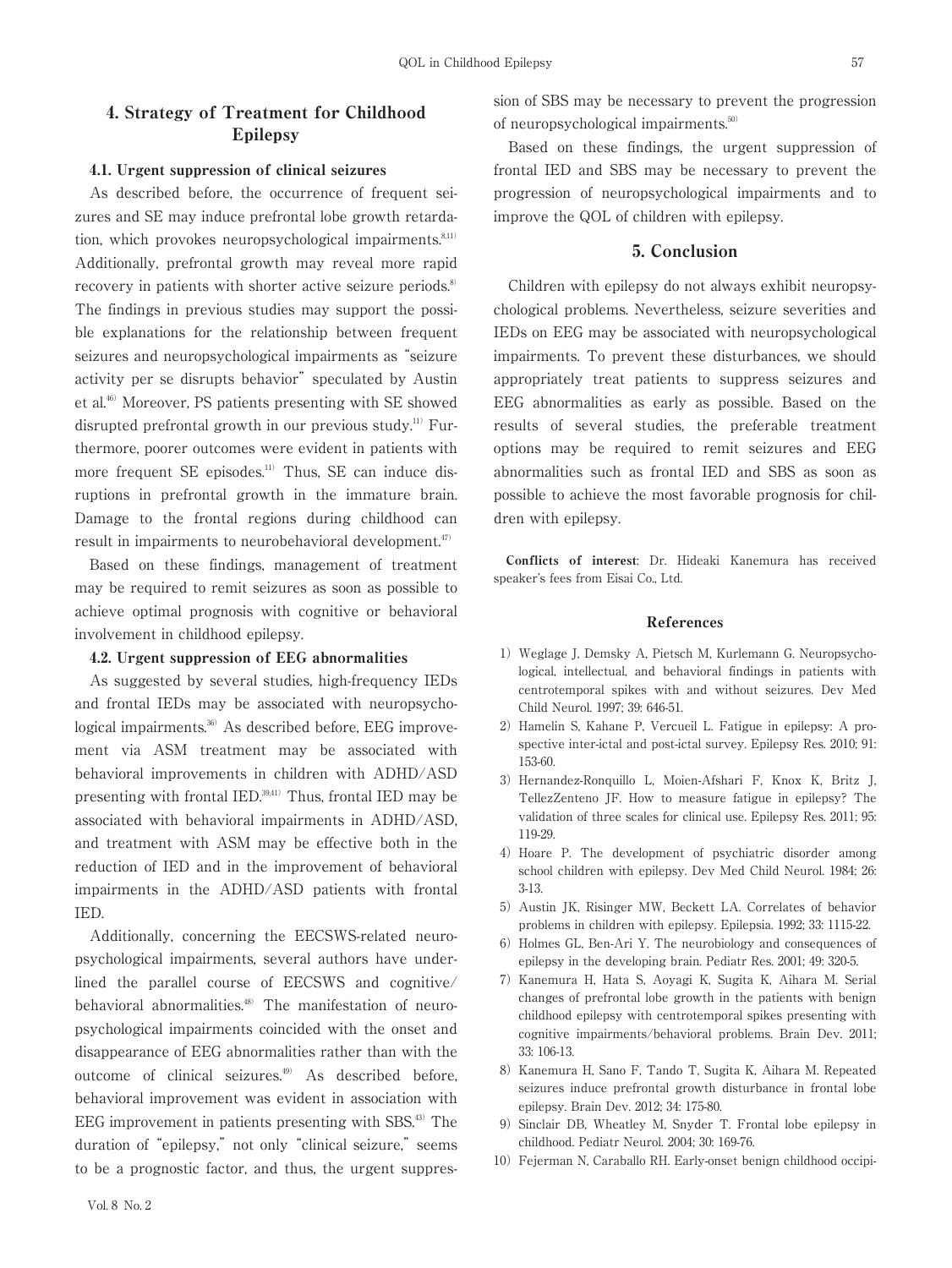## 4. Strategy of Treatment for Childhood Epilepsy

### 4.1. Urgent suppression of clinical seizures

As described before, the occurrence of frequent seizures and SE may induce prefrontal lobe growth retardation, which provokes neuropsychological impairments.[8,11] Additionally, prefrontal growth may reveal more rapid recovery in patients with shorter active seizure periods.[8] The findings in previous studies may support the possible explanations for the relationship between frequent seizures and neuropsychological impairments as "seizure activity per se disrupts behavior" speculated by Austin et al.[46] Moreover, PS patients presenting with SE showed disrupted prefrontal growth in our previous study.[11] Furthermore, poorer outcomes were evident in patients with more frequent SE episodes.[11] Thus, SE can induce disruptions in prefrontal growth in the immature brain. Damage to the frontal regions during childhood can result in impairments to neurobehavioral development.[47]

Based on these findings, management of treatment may be required to remit seizures as soon as possible to achieve optimal prognosis with cognitive or behavioral involvement in childhood epilepsy.

### 4.2. Urgent suppression of EEG abnormalities

As suggested by several studies, high-frequency IEDs and frontal IEDs may be associated with neuropsychological impairments.[36] As described before, EEG improvement via ASM treatment may be associated with behavioral improvements in children with ADHD/ASD presenting with frontal IED.[39,41] Thus, frontal IED may be associated with behavioral impairments in ADHD/ASD, and treatment with ASM may be effective both in the reduction of IED and in the improvement of behavioral impairments in the ADHD/ASD patients with frontal IED.

Additionally, concerning the EECSWS-related neuropsychological impairments, several authors have underlined the parallel course of EECSWS and cognitive/behavioral abnormalities.[48] The manifestation of neuropsychological impairments coincided with the onset and disappearance of EEG abnormalities rather than with the outcome of clinical seizures.[49] As described before, behavioral improvement was evident in association with EEG improvement in patients presenting with SBS.[43] The duration of "epilepsy," not only "clinical seizure," seems to be a prognostic factor, and thus, the urgent suppression of SBS may be necessary to prevent the progression of neuropsychological impairments.[50]

Based on these findings, the urgent suppression of frontal IED and SBS may be necessary to prevent the progression of neuropsychological impairments and to improve the QOL of children with epilepsy.

## 5. Conclusion

Children with epilepsy do not always exhibit neuropsychological problems. Nevertheless, seizure severities and IEDs on EEG may be associated with neuropsychological impairments. To prevent these disturbances, we should appropriately treat patients to suppress seizures and EEG abnormalities as early as possible. Based on the results of several studies, the preferable treatment options may be required to remit seizures and EEG abnormalities such as frontal IED and SBS as soon as possible to achieve the most favorable prognosis for children with epilepsy.

**Conflicts of interest**: Dr. Hideaki Kanemura has received speaker's fees from Eisai Co., Ltd.

## References

1) Weglage J, Demsky A, Pietsch M, Kurlemann G. Neuropsychological, intellectual, and behavioral findings in patients with centrotemporal spikes with and without seizures. Dev Med Child Neurol. 1997; 39: 646-51.
2) Hamelin S, Kahane P, Vercueil L. Fatigue in epilepsy: A prospective inter-ictal and post-ictal survey. Epilepsy Res. 2010; 91: 153-60.
3) Hernandez-Ronquillo L, Moien-Afshari F, Knox K, Britz J, TellezZenteno JF. How to measure fatigue in epilepsy? The validation of three scales for clinical use. Epilepsy Res. 2011; 95: 119-29.
4) Hoare P. The development of psychiatric disorder among school children with epilepsy. Dev Med Child Neurol. 1984; 26: 3-13.
5) Austin JK, Risinger MW, Beckett LA. Correlates of behavior problems in children with epilepsy. Epilepsia. 1992; 33: 1115-22.
6) Holmes GL, Ben-Ari Y. The neurobiology and consequences of epilepsy in the developing brain. Pediatr Res. 2001; 49: 320-5.
7) Kanemura H, Hata S, Aoyagi K, Sugita K, Aihara M. Serial changes of prefrontal lobe growth in the patients with benign childhood epilepsy with centrotemporal spikes presenting with cognitive impairments/behavioral problems. Brain Dev. 2011; 33: 106-13.
8) Kanemura H, Sano F, Tando T, Sugita K, Aihara M. Repeated seizures induce prefrontal growth disturbance in frontal lobe epilepsy. Brain Dev. 2012; 34: 175-80.
9) Sinclair DB, Wheatley M, Snyder T. Frontal lobe epilepsy in childhood. Pediatr Neurol. 2004; 30: 169-76.
10) Fejerman N, Caraballo RH. Early-onset benign childhood occipi-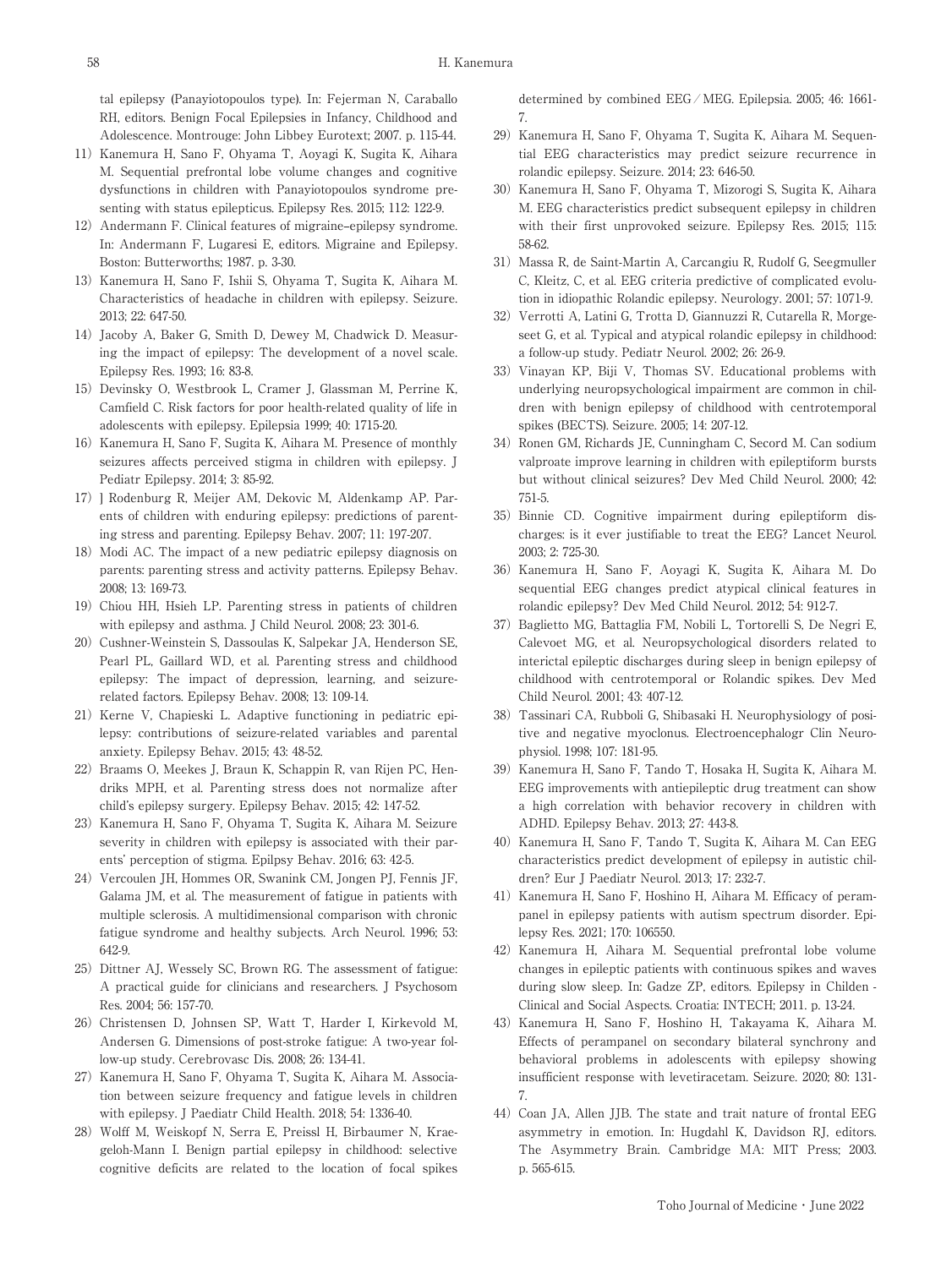tal epilepsy (Panayiotopoulos type). In: Fejerman N, Caraballo RH, editors. Benign Focal Epilepsies in Infancy, Childhood and Adolescence. Montrouge: John Libbey Eurotext; 2007. p. 115-44.

11) Kanemura H, Sano F, Ohyama T, Aoyagi K, Sugita K, Aihara M. Sequential prefrontal lobe volume changes and cognitive dysfunctions in children with Panayiotopoulos syndrome presenting with status epilepticus. Epilepsy Res. 2015; 112: 122-9.
12) Andermann F. Clinical features of migraine–epilepsy syndrome. In: Andermann F, Lugaresi E, editors. Migraine and Epilepsy. Boston: Butterworths; 1987. p. 3-30.
13) Kanemura H, Sano F, Ishii S, Ohyama T, Sugita K, Aihara M. Characteristics of headache in children with epilepsy. Seizure. 2013; 22: 647-50.
14) Jacoby A, Baker G, Smith D, Dewey M, Chadwick D. Measuring the impact of epilepsy: The development of a novel scale. Epilepsy Res. 1993; 16: 83-8.
15) Devinsky O, Westbrook L, Cramer J, Glassman M, Perrine K, Camfield C. Risk factors for poor health-related quality of life in adolescents with epilepsy. Epilepsia 1999; 40: 1715-20.
16) Kanemura H, Sano F, Sugita K, Aihara M. Presence of monthly seizures affects perceived stigma in children with epilepsy. J Pediatr Epilepsy. 2014; 3: 85-92.
17) J Rodenburg R, Meijer AM, Dekovic M, Aldenkamp AP. Parents of children with enduring epilepsy: predictions of parenting stress and parenting. Epilepsy Behav. 2007; 11: 197-207.
18) Modi AC. The impact of a new pediatric epilepsy diagnosis on parents: parenting stress and activity patterns. Epilepsy Behav. 2008; 13: 169-73.
19) Chiou HH, Hsieh LP. Parenting stress in patients of children with epilepsy and asthma. J Child Neurol. 2008; 23: 301-6.
20) Cushner-Weinstein S, Dassoulas K, Salpekar JA, Henderson SE, Pearl PL, Gaillard WD, et al. Parenting stress and childhood epilepsy: The impact of depression, learning, and seizure-related factors. Epilepsy Behav. 2008; 13: 109-14.
21) Kerne V, Chapieski L. Adaptive functioning in pediatric epilepsy: contributions of seizure-related variables and parental anxiety. Epilepsy Behav. 2015; 43: 48-52.
22) Braams O, Meekes J, Braun K, Schappin R, van Rijen PC, Hendriks MPH, et al. Parenting stress does not normalize after child's epilepsy surgery. Epilepsy Behav. 2015; 42: 147-52.
23) Kanemura H, Sano F, Ohyama T, Sugita K, Aihara M. Seizure severity in children with epilepsy is associated with their parents' perception of stigma. Epilpsy Behav. 2016; 63: 42-5.
24) Vercoulen JH, Hommes OR, Swanink CM, Jongen PJ, Fennis JF, Galama JM, et al. The measurement of fatigue in patients with multiple sclerosis. A multidimensional comparison with chronic fatigue syndrome and healthy subjects. Arch Neurol. 1996; 53: 642-9.
25) Dittner AJ, Wessely SC, Brown RG. The assessment of fatigue: A practical guide for clinicians and researchers. J Psychosom Res. 2004; 56: 157-70.
26) Christensen D, Johnsen SP, Watt T, Harder I, Kirkevold M, Andersen G. Dimensions of post-stroke fatigue: A two-year follow-up study. Cerebrovasc Dis. 2008; 26: 134-41.
27) Kanemura H, Sano F, Ohyama T, Sugita K, Aihara M. Association between seizure frequency and fatigue levels in children with epilepsy. J Paediatr Child Health. 2018; 54: 1336-40.
28) Wolff M, Weiskopf N, Serra E, Preissl H, Birbaumer N, Kraegeloh-Mann I. Benign partial epilepsy in childhood: selective cognitive deficits are related to the location of focal spikes determined by combined EEG / MEG. Epilepsia. 2005; 46: 1661-7.
29) Kanemura H, Sano F, Ohyama T, Sugita K, Aihara M. Sequential EEG characteristics may predict seizure recurrence in rolandic epilepsy. Seizure. 2014; 23: 646-50.
30) Kanemura H, Sano F, Ohyama T, Mizorogi S, Sugita K, Aihara M. EEG characteristics predict subsequent epilepsy in children with their first unprovoked seizure. Epilepsy Res. 2015; 115: 58-62.
31) Massa R, de Saint-Martin A, Carcangiu R, Rudolf G, Seegmuller C, Kleitz, C, et al. EEG criteria predictive of complicated evolution in idiopathic Rolandic epilepsy. Neurology. 2001; 57: 1071-9.
32) Verrotti A, Latini G, Trotta D, Giannuzzi R, Cutarella R, Morgeseet G, et al. Typical and atypical rolandic epilepsy in childhood: a follow-up study. Pediatr Neurol. 2002; 26: 26-9.
33) Vinayan KP, Biji V, Thomas SV. Educational problems with underlying neuropsychological impairment are common in children with benign epilepsy of childhood with centrotemporal spikes (BECTS). Seizure. 2005; 14: 207-12.
34) Ronen GM, Richards JE, Cunningham C, Secord M. Can sodium valproate improve learning in children with epileptiform bursts but without clinical seizures? Dev Med Child Neurol. 2000; 42: 751-5.
35) Binnie CD. Cognitive impairment during epileptiform discharges: is it ever justifiable to treat the EEG? Lancet Neurol. 2003; 2: 725-30.
36) Kanemura H, Sano F, Aoyagi K, Sugita K, Aihara M. Do sequential EEG changes predict atypical clinical features in rolandic epilepsy? Dev Med Child Neurol. 2012; 54: 912-7.
37) Baglietto MG, Battaglia FM, Nobili L, Tortorelli S, De Negri E, Calevoet MG, et al. Neuropsychological disorders related to interictal epileptic discharges during sleep in benign epilepsy of childhood with centrotemporal or Rolandic spikes. Dev Med Child Neurol. 2001; 43: 407-12.
38) Tassinari CA, Rubboli G, Shibasaki H. Neurophysiology of positive and negative myoclonus. Electroencephalogr Clin Neurophysiol. 1998; 107: 181-95.
39) Kanemura H, Sano F, Tando T, Hosaka H, Sugita K, Aihara M. EEG improvements with antiepileptic drug treatment can show a high correlation with behavior recovery in children with ADHD. Epilepsy Behav. 2013; 27: 443-8.
40) Kanemura H, Sano F, Tando T, Sugita K, Aihara M. Can EEG characteristics predict development of epilepsy in autistic children? Eur J Paediatr Neurol. 2013; 17: 232-7.
41) Kanemura H, Sano F, Hoshino H, Aihara M. Efficacy of perampanel in epilepsy patients with autism spectrum disorder. Epilepsy Res. 2021; 170: 106550.
42) Kanemura H, Aihara M. Sequential prefrontal lobe volume changes in epileptic patients with continuous spikes and waves during slow sleep. In: Gadze ZP, editors. Epilepsy in Childen - Clinical and Social Aspects. Croatia: INTECH; 2011. p. 13-24.
43) Kanemura H, Sano F, Hoshino H, Takayama K, Aihara M. Effects of perampanel on secondary bilateral synchrony and behavioral problems in adolescents with epilepsy showing insufficient response with levetiracetam. Seizure. 2020; 80: 131-7.
44) Coan JA, Allen JJB. The state and trait nature of frontal EEG asymmetry in emotion. In: Hugdahl K, Davidson RJ, editors. The Asymmetry Brain. Cambridge MA: MIT Press; 2003. p. 565-615.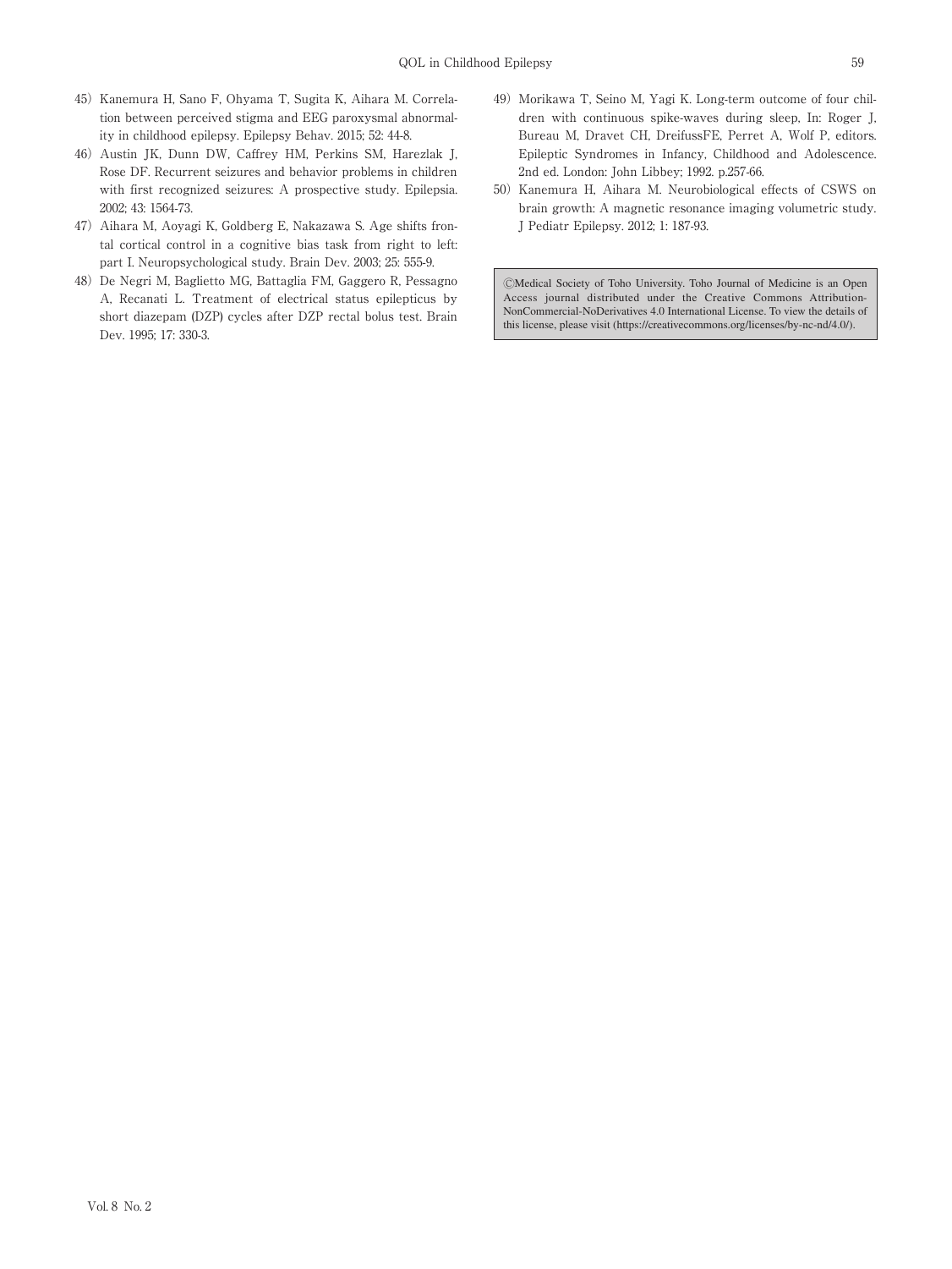45) Kanemura H, Sano F, Ohyama T, Sugita K, Aihara M. Correlation between perceived stigma and EEG paroxysmal abnormality in childhood epilepsy. Epilepsy Behav. 2015; 52: 44-8.

46) Austin JK, Dunn DW, Caffrey HM, Perkins SM, Harezlak J, Rose DF. Recurrent seizures and behavior problems in children with first recognized seizures: A prospective study. Epilepsia. 2002; 43: 1564-73.

47) Aihara M, Aoyagi K, Goldberg E, Nakazawa S. Age shifts frontal cortical control in a cognitive bias task from right to left: part I. Neuropsychological study. Brain Dev. 2003; 25: 555-9.

48) De Negri M, Baglietto MG, Battaglia FM, Gaggero R, Pessagno A, Recanati L. Treatment of electrical status epilepticus by short diazepam (DZP) cycles after DZP rectal bolus test. Brain Dev. 1995; 17: 330-3.

49) Morikawa T, Seino M, Yagi K. Long-term outcome of four children with continuous spike-waves during sleep, In: Roger J, Bureau M, Dravet CH, DreifussFE, Perret A, Wolf P, editors. Epileptic Syndromes in Infancy, Childhood and Adolescence. 2nd ed. London: John Libbey; 1992. p.257-66.

50) Kanemura H, Aihara M. Neurobiological effects of CSWS on brain growth: A magnetic resonance imaging volumetric study. J Pediatr Epilepsy. 2012; 1: 187-93.

©Medical Society of Toho University. Toho Journal of Medicine is an Open Access journal distributed under the Creative Commons Attribution-NonCommercial-NoDerivatives 4.0 International License. To view the details of this license, please visit (https://creativecommons.org/licenses/by-nc-nd/4.0/).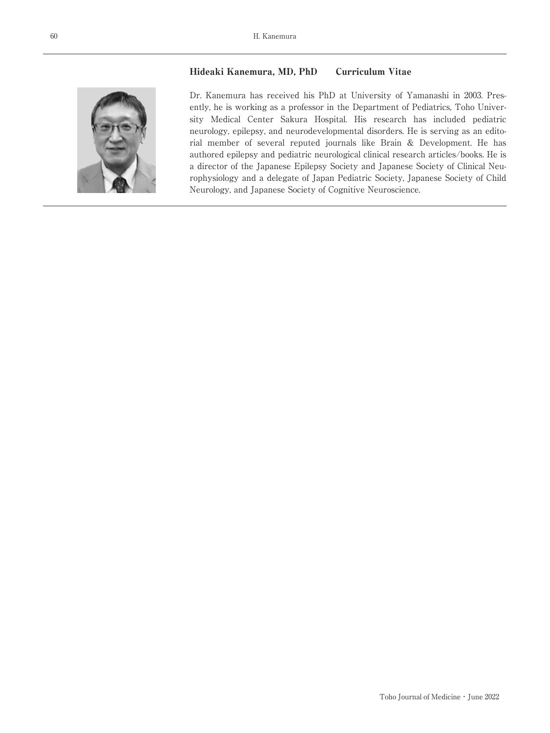**Hideaki Kanemura, MD, PhD　　Curriculum Vitae**

Dr. Kanemura has received his PhD at University of Yamanashi in 2003. Presently, he is working as a professor in the Department of Pediatrics, Toho University Medical Center Sakura Hospital. His research has included pediatric neurology, epilepsy, and neurodevelopmental disorders. He is serving as an editorial member of several reputed journals like Brain & Development. He has authored epilepsy and pediatric neurological clinical research articles/books. He is a director of the Japanese Epilepsy Society and Japanese Society of Clinical Neurophysiology and a delegate of Japan Pediatric Society, Japanese Society of Child Neurology, and Japanese Society of Cognitive Neuroscience.